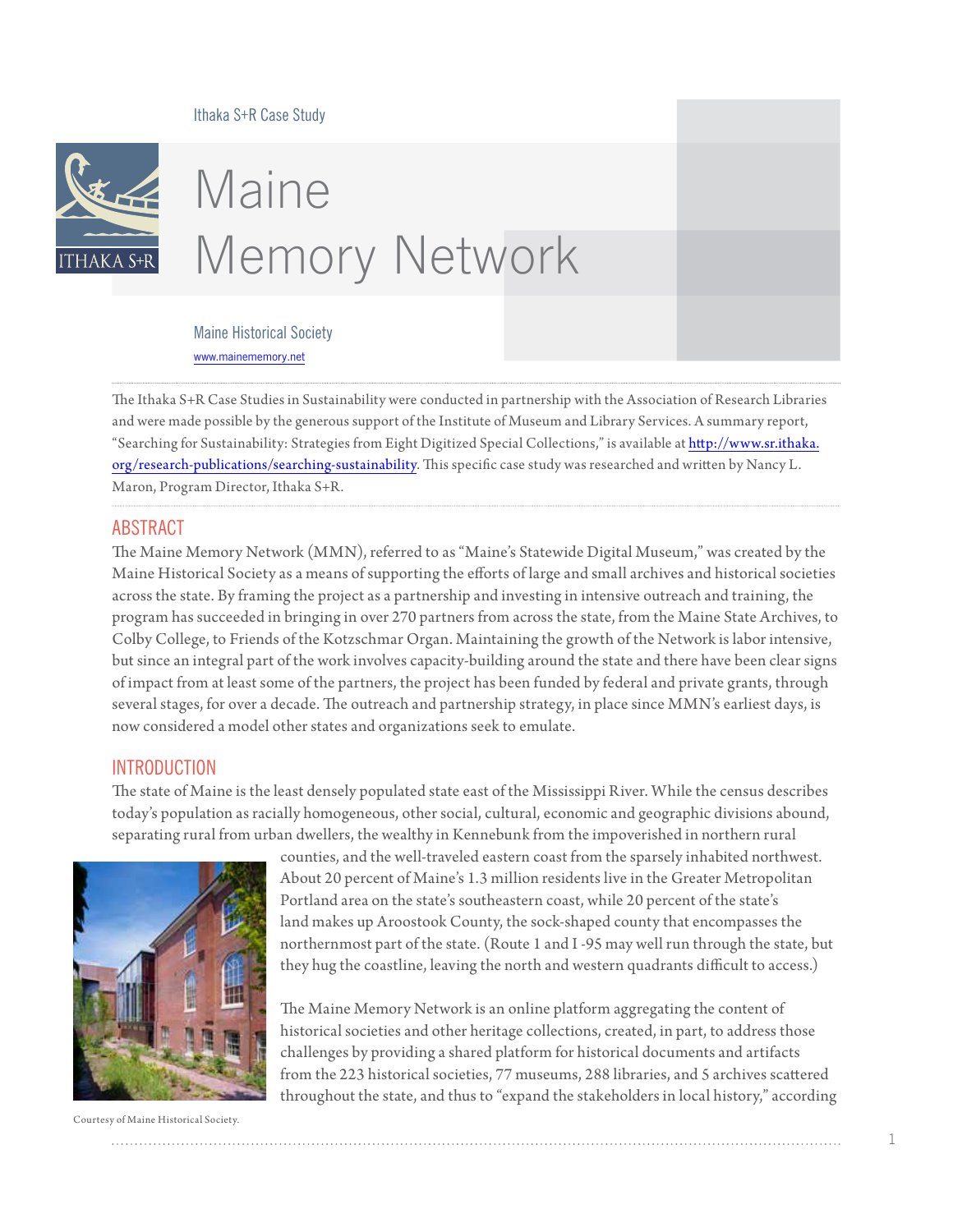Ithaka S+R Case Study

# Maine Memory Network

Maine Historical Society

www.mainememory.net

The Ithaka S+R Case Studies in Sustainability were conducted in partnership with the Association of Research Libraries and were made possible by the generous support of the Institute of Museum and Library Services. A summary report, "Searching for Sustainability: Strategies from Eight Digitized Special Collections," is available at http://www.sr.ithaka.org/research-publications/searching-sustainability. This specific case study was researched and written by Nancy L. Maron, Program Director, Ithaka S+R.

## ABSTRACT

The Maine Memory Network (MMN), referred to as "Maine's Statewide Digital Museum," was created by the Maine Historical Society as a means of supporting the efforts of large and small archives and historical societies across the state. By framing the project as a partnership and investing in intensive outreach and training, the program has succeeded in bringing in over 270 partners from across the state, from the Maine State Archives, to Colby College, to Friends of the Kotzschmar Organ. Maintaining the growth of the Network is labor intensive, but since an integral part of the work involves capacity-building around the state and there have been clear signs of impact from at least some of the partners, the project has been funded by federal and private grants, through several stages, for over a decade. The outreach and partnership strategy, in place since MMN's earliest days, is now considered a model other states and organizations seek to emulate.

## INTRODUCTION

The state of Maine is the least densely populated state east of the Mississippi River. While the census describes today's population as racially homogeneous, other social, cultural, economic and geographic divisions abound, separating rural from urban dwellers, the wealthy in Kennebunk from the impoverished in northern rural counties, and the well-traveled eastern coast from the sparsely inhabited northwest. About 20 percent of Maine's 1.3 million residents live in the Greater Metropolitan Portland area on the state's southeastern coast, while 20 percent of the state's land makes up Aroostook County, the sock-shaped county that encompasses the northernmost part of the state. (Route 1 and I -95 may well run through the state, but they hug the coastline, leaving the north and western quadrants difficult to access.)

Courtesy of Maine Historical Society.

The Maine Memory Network is an online platform aggregating the content of historical societies and other heritage collections, created, in part, to address those challenges by providing a shared platform for historical documents and artifacts from the 223 historical societies, 77 museums, 288 libraries, and 5 archives scattered throughout the state, and thus to "expand the stakeholders in local history," according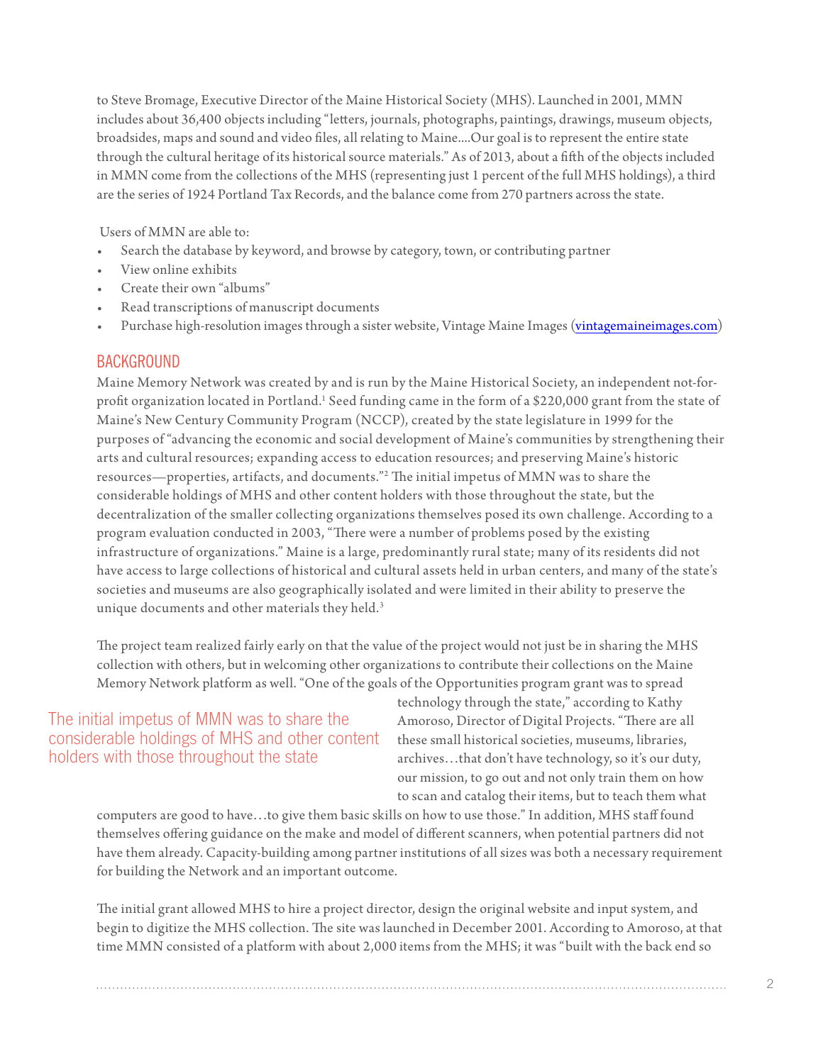to Steve Bromage, Executive Director of the Maine Historical Society (MHS). Launched in 2001, MMN includes about 36,400 objects including "letters, journals, photographs, paintings, drawings, museum objects, broadsides, maps and sound and video files, all relating to Maine....Our goal is to represent the entire state through the cultural heritage of its historical source materials." As of 2013, about a fifth of the objects included in MMN come from the collections of the MHS (representing just 1 percent of the full MHS holdings), a third are the series of 1924 Portland Tax Records, and the balance come from 270 partners across the state.

Users of MMN are able to:

- Search the database by keyword, and browse by category, town, or contributing partner
- View online exhibits
- Create their own "albums"
- Read transcriptions of manuscript documents
- Purchase high-resolution images through a sister website, Vintage Maine Images (vintagemaineimages.com)

## BACKGROUND

Maine Memory Network was created by and is run by the Maine Historical Society, an independent not-for-profit organization located in Portland.[1] Seed funding came in the form of a $220,000 grant from the state of Maine's New Century Community Program (NCCP), created by the state legislature in 1999 for the purposes of "advancing the economic and social development of Maine's communities by strengthening their arts and cultural resources; expanding access to education resources; and preserving Maine's historic resources—properties, artifacts, and documents."[2] The initial impetus of MMN was to share the considerable holdings of MHS and other content holders with those throughout the state, but the decentralization of the smaller collecting organizations themselves posed its own challenge. According to a program evaluation conducted in 2003, "There were a number of problems posed by the existing infrastructure of organizations." Maine is a large, predominantly rural state; many of its residents did not have access to large collections of historical and cultural assets held in urban centers, and many of the state's societies and museums are also geographically isolated and were limited in their ability to preserve the unique documents and other materials they held.[3]

The project team realized fairly early on that the value of the project would not just be in sharing the MHS collection with others, but in welcoming other organizations to contribute their collections on the Maine Memory Network platform as well. "One of the goals of the Opportunities program grant was to spread technology through the state," according to Kathy Amoroso, Director of Digital Projects. "There are all these small historical societies, museums, libraries, archives…that don't have technology, so it's our duty, our mission, to go out and not only train them on how to scan and catalog their items, but to teach them what computers are good to have…to give them basic skills on how to use those." In addition, MHS staff found themselves offering guidance on the make and model of different scanners, when potential partners did not have them already. Capacity-building among partner institutions of all sizes was both a necessary requirement for building the Network and an important outcome.

> The initial impetus of MMN was to share the considerable holdings of MHS and other content holders with those throughout the state

The initial grant allowed MHS to hire a project director, design the original website and input system, and begin to digitize the MHS collection. The site was launched in December 2001. According to Amoroso, at that time MMN consisted of a platform with about 2,000 items from the MHS; it was "built with the back end so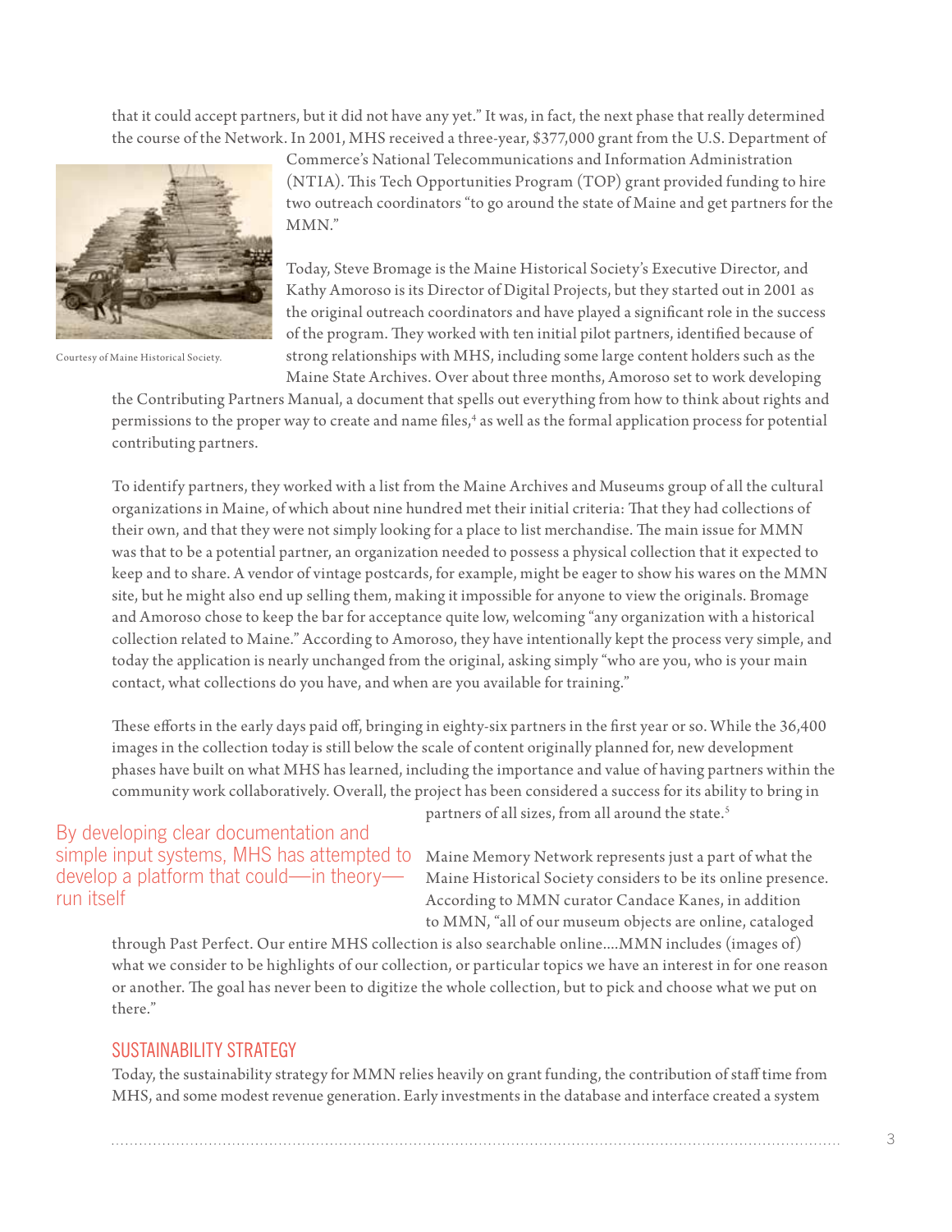that it could accept partners, but it did not have any yet." It was, in fact, the next phase that really determined the course of the Network. In 2001, MHS received a three-year, $377,000 grant from the U.S. Department of Commerce's National Telecommunications and Information Administration (NTIA). This Tech Opportunities Program (TOP) grant provided funding to hire two outreach coordinators "to go around the state of Maine and get partners for the MMN."

Courtesy of Maine Historical Society.

Today, Steve Bromage is the Maine Historical Society's Executive Director, and Kathy Amoroso is its Director of Digital Projects, but they started out in 2001 as the original outreach coordinators and have played a significant role in the success of the program. They worked with ten initial pilot partners, identified because of strong relationships with MHS, including some large content holders such as the Maine State Archives. Over about three months, Amoroso set to work developing the Contributing Partners Manual, a document that spells out everything from how to think about rights and permissions to the proper way to create and name files,[4] as well as the formal application process for potential contributing partners.

To identify partners, they worked with a list from the Maine Archives and Museums group of all the cultural organizations in Maine, of which about nine hundred met their initial criteria: That they had collections of their own, and that they were not simply looking for a place to list merchandise. The main issue for MMN was that to be a potential partner, an organization needed to possess a physical collection that it expected to keep and to share. A vendor of vintage postcards, for example, might be eager to show his wares on the MMN site, but he might also end up selling them, making it impossible for anyone to view the originals. Bromage and Amoroso chose to keep the bar for acceptance quite low, welcoming "any organization with a historical collection related to Maine." According to Amoroso, they have intentionally kept the process very simple, and today the application is nearly unchanged from the original, asking simply "who are you, who is your main contact, what collections do you have, and when are you available for training."

These efforts in the early days paid off, bringing in eighty-six partners in the first year or so. While the 36,400 images in the collection today is still below the scale of content originally planned for, new development phases have built on what MHS has learned, including the importance and value of having partners within the community work collaboratively. Overall, the project has been considered a success for its ability to bring in partners of all sizes, from all around the state.[5]

> By developing clear documentation and simple input systems, MHS has attempted to develop a platform that could—in theory—run itself

Maine Memory Network represents just a part of what the Maine Historical Society considers to be its online presence. According to MMN curator Candace Kanes, in addition to MMN, "all of our museum objects are online, cataloged through Past Perfect. Our entire MHS collection is also searchable online....MMN includes (images of) what we consider to be highlights of our collection, or particular topics we have an interest in for one reason or another. The goal has never been to digitize the whole collection, but to pick and choose what we put on there."

## SUSTAINABILITY STRATEGY

Today, the sustainability strategy for MMN relies heavily on grant funding, the contribution of staff time from MHS, and some modest revenue generation. Early investments in the database and interface created a system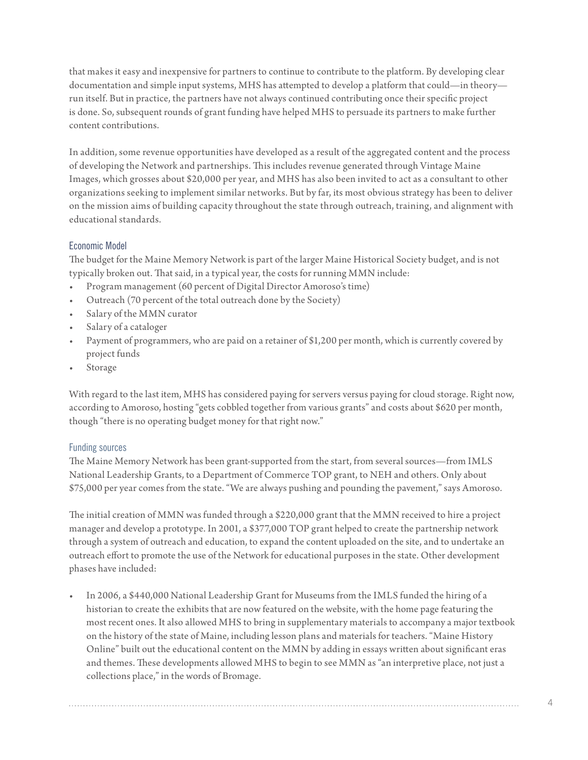that makes it easy and inexpensive for partners to continue to contribute to the platform. By developing clear documentation and simple input systems, MHS has attempted to develop a platform that could—in theory—run itself. But in practice, the partners have not always continued contributing once their specific project is done. So, subsequent rounds of grant funding have helped MHS to persuade its partners to make further content contributions.

In addition, some revenue opportunities have developed as a result of the aggregated content and the process of developing the Network and partnerships. This includes revenue generated through Vintage Maine Images, which grosses about $20,000 per year, and MHS has also been invited to act as a consultant to other organizations seeking to implement similar networks. But by far, its most obvious strategy has been to deliver on the mission aims of building capacity throughout the state through outreach, training, and alignment with educational standards.

### Economic Model

The budget for the Maine Memory Network is part of the larger Maine Historical Society budget, and is not typically broken out. That said, in a typical year, the costs for running MMN include:

- Program management (60 percent of Digital Director Amoroso's time)
- Outreach (70 percent of the total outreach done by the Society)
- Salary of the MMN curator
- Salary of a cataloger
- Payment of programmers, who are paid on a retainer of $1,200 per month, which is currently covered by project funds
- Storage

With regard to the last item, MHS has considered paying for servers versus paying for cloud storage. Right now, according to Amoroso, hosting "gets cobbled together from various grants" and costs about $620 per month, though "there is no operating budget money for that right now."

### Funding sources

The Maine Memory Network has been grant-supported from the start, from several sources—from IMLS National Leadership Grants, to a Department of Commerce TOP grant, to NEH and others. Only about $75,000 per year comes from the state. "We are always pushing and pounding the pavement," says Amoroso.

The initial creation of MMN was funded through a $220,000 grant that the MMN received to hire a project manager and develop a prototype. In 2001, a $377,000 TOP grant helped to create the partnership network through a system of outreach and education, to expand the content uploaded on the site, and to undertake an outreach effort to promote the use of the Network for educational purposes in the state. Other development phases have included:

- In 2006, a $440,000 National Leadership Grant for Museums from the IMLS funded the hiring of a historian to create the exhibits that are now featured on the website, with the home page featuring the most recent ones. It also allowed MHS to bring in supplementary materials to accompany a major textbook on the history of the state of Maine, including lesson plans and materials for teachers. "Maine History Online" built out the educational content on the MMN by adding in essays written about significant eras and themes. These developments allowed MHS to begin to see MMN as "an interpretive place, not just a collections place," in the words of Bromage.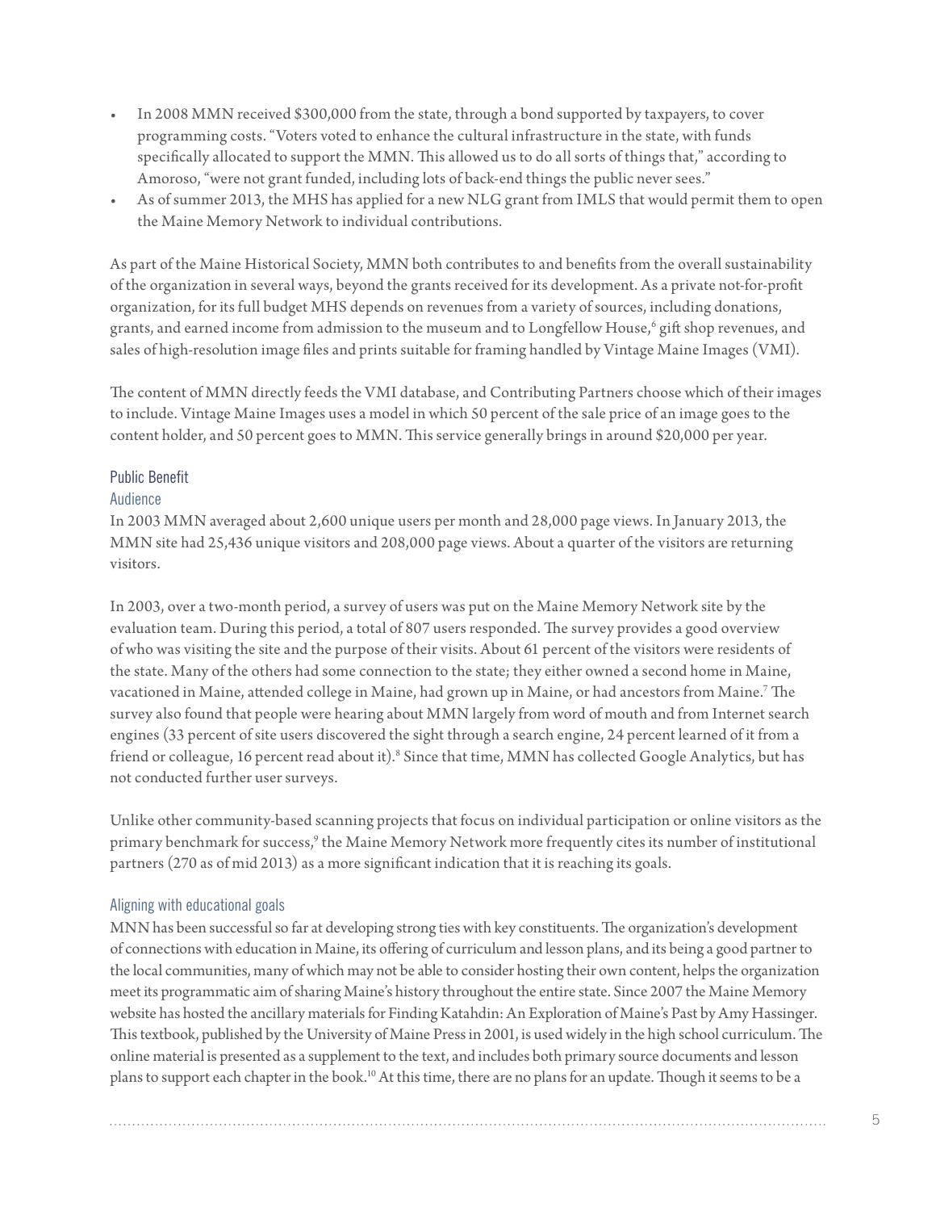- In 2008 MMN received \$300,000 from the state, through a bond supported by taxpayers, to cover programming costs. "Voters voted to enhance the cultural infrastructure in the state, with funds specifically allocated to support the MMN. This allowed us to do all sorts of things that," according to Amoroso, "were not grant funded, including lots of back-end things the public never sees."
- As of summer 2013, the MHS has applied for a new NLG grant from IMLS that would permit them to open the Maine Memory Network to individual contributions.

As part of the Maine Historical Society, MMN both contributes to and benefits from the overall sustainability of the organization in several ways, beyond the grants received for its development. As a private not-for-profit organization, for its full budget MHS depends on revenues from a variety of sources, including donations, grants, and earned income from admission to the museum and to Longfellow House,[6] gift shop revenues, and sales of high-resolution image files and prints suitable for framing handled by Vintage Maine Images (VMI).

The content of MMN directly feeds the VMI database, and Contributing Partners choose which of their images to include. Vintage Maine Images uses a model in which 50 percent of the sale price of an image goes to the content holder, and 50 percent goes to MMN. This service generally brings in around \$20,000 per year.

## Public Benefit

### Audience

In 2003 MMN averaged about 2,600 unique users per month and 28,000 page views. In January 2013, the MMN site had 25,436 unique visitors and 208,000 page views. About a quarter of the visitors are returning visitors.

In 2003, over a two-month period, a survey of users was put on the Maine Memory Network site by the evaluation team. During this period, a total of 807 users responded. The survey provides a good overview of who was visiting the site and the purpose of their visits. About 61 percent of the visitors were residents of the state. Many of the others had some connection to the state; they either owned a second home in Maine, vacationed in Maine, attended college in Maine, had grown up in Maine, or had ancestors from Maine.[7] The survey also found that people were hearing about MMN largely from word of mouth and from Internet search engines (33 percent of site users discovered the sight through a search engine, 24 percent learned of it from a friend or colleague, 16 percent read about it).[8] Since that time, MMN has collected Google Analytics, but has not conducted further user surveys.

Unlike other community-based scanning projects that focus on individual participation or online visitors as the primary benchmark for success,[9] the Maine Memory Network more frequently cites its number of institutional partners (270 as of mid 2013) as a more significant indication that it is reaching its goals.

### Aligning with educational goals

MNN has been successful so far at developing strong ties with key constituents. The organization's development of connections with education in Maine, its offering of curriculum and lesson plans, and its being a good partner to the local communities, many of which may not be able to consider hosting their own content, helps the organization meet its programmatic aim of sharing Maine's history throughout the entire state. Since 2007 the Maine Memory website has hosted the ancillary materials for Finding Katahdin: An Exploration of Maine's Past by Amy Hassinger. This textbook, published by the University of Maine Press in 2001, is used widely in the high school curriculum. The online material is presented as a supplement to the text, and includes both primary source documents and lesson plans to support each chapter in the book.[10] At this time, there are no plans for an update. Though it seems to be a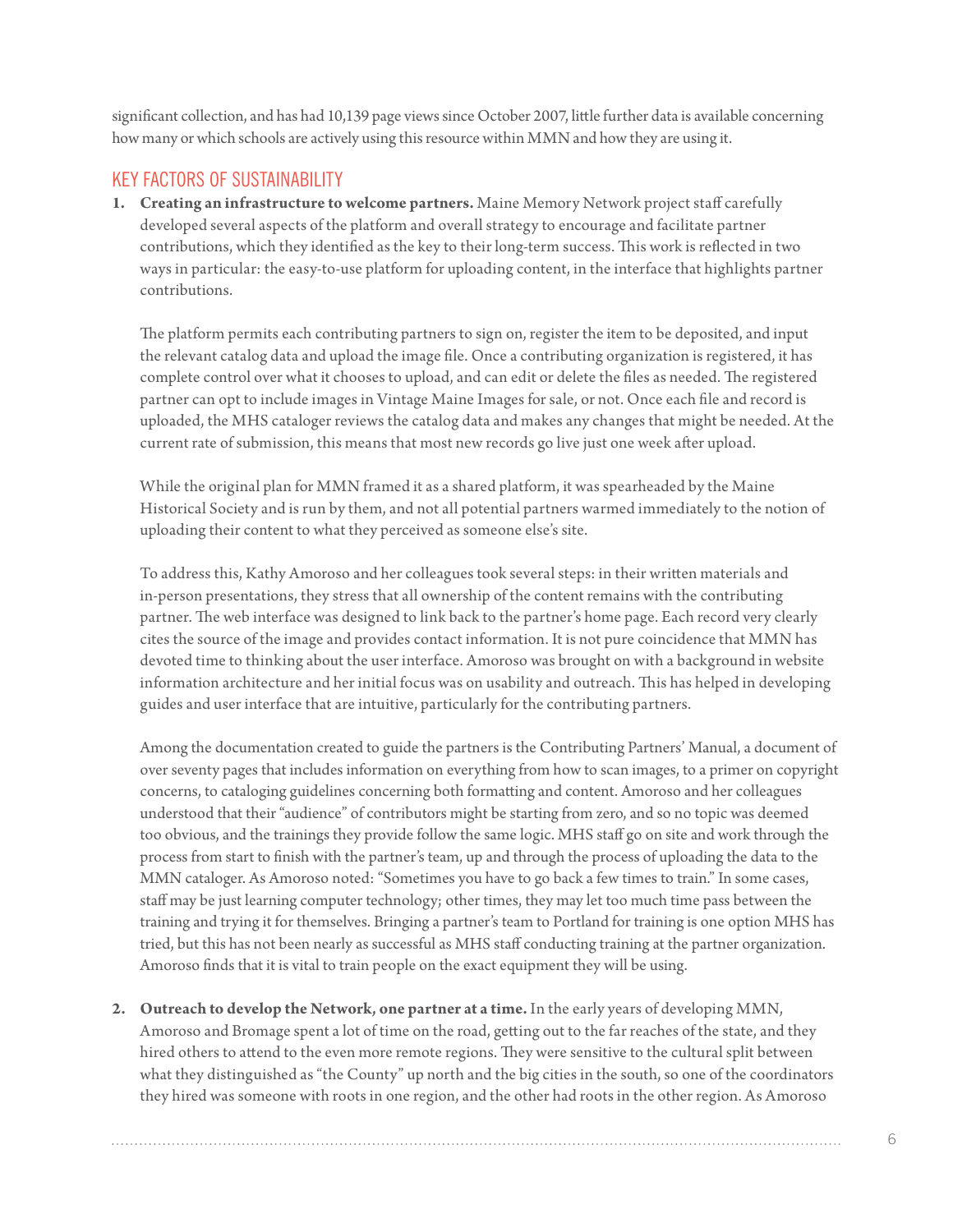significant collection, and has had 10,139 page views since October 2007, little further data is available concerning how many or which schools are actively using this resource within MMN and how they are using it.

## KEY FACTORS OF SUSTAINABILITY

1. **Creating an infrastructure to welcome partners.** Maine Memory Network project staff carefully developed several aspects of the platform and overall strategy to encourage and facilitate partner contributions, which they identified as the key to their long-term success. This work is reflected in two ways in particular: the easy-to-use platform for uploading content, in the interface that highlights partner contributions.

   The platform permits each contributing partners to sign on, register the item to be deposited, and input the relevant catalog data and upload the image file. Once a contributing organization is registered, it has complete control over what it chooses to upload, and can edit or delete the files as needed. The registered partner can opt to include images in Vintage Maine Images for sale, or not. Once each file and record is uploaded, the MHS cataloger reviews the catalog data and makes any changes that might be needed. At the current rate of submission, this means that most new records go live just one week after upload.

   While the original plan for MMN framed it as a shared platform, it was spearheaded by the Maine Historical Society and is run by them, and not all potential partners warmed immediately to the notion of uploading their content to what they perceived as someone else's site.

   To address this, Kathy Amoroso and her colleagues took several steps: in their written materials and in-person presentations, they stress that all ownership of the content remains with the contributing partner. The web interface was designed to link back to the partner's home page. Each record very clearly cites the source of the image and provides contact information. It is not pure coincidence that MMN has devoted time to thinking about the user interface. Amoroso was brought on with a background in website information architecture and her initial focus was on usability and outreach. This has helped in developing guides and user interface that are intuitive, particularly for the contributing partners.

   Among the documentation created to guide the partners is the Contributing Partners' Manual, a document of over seventy pages that includes information on everything from how to scan images, to a primer on copyright concerns, to cataloging guidelines concerning both formatting and content. Amoroso and her colleagues understood that their "audience" of contributors might be starting from zero, and so no topic was deemed too obvious, and the trainings they provide follow the same logic. MHS staff go on site and work through the process from start to finish with the partner's team, up and through the process of uploading the data to the MMN cataloger. As Amoroso noted: "Sometimes you have to go back a few times to train." In some cases, staff may be just learning computer technology; other times, they may let too much time pass between the training and trying it for themselves. Bringing a partner's team to Portland for training is one option MHS has tried, but this has not been nearly as successful as MHS staff conducting training at the partner organization. Amoroso finds that it is vital to train people on the exact equipment they will be using.

2. **Outreach to develop the Network, one partner at a time.** In the early years of developing MMN, Amoroso and Bromage spent a lot of time on the road, getting out to the far reaches of the state, and they hired others to attend to the even more remote regions. They were sensitive to the cultural split between what they distinguished as "the County" up north and the big cities in the south, so one of the coordinators they hired was someone with roots in one region, and the other had roots in the other region. As Amoroso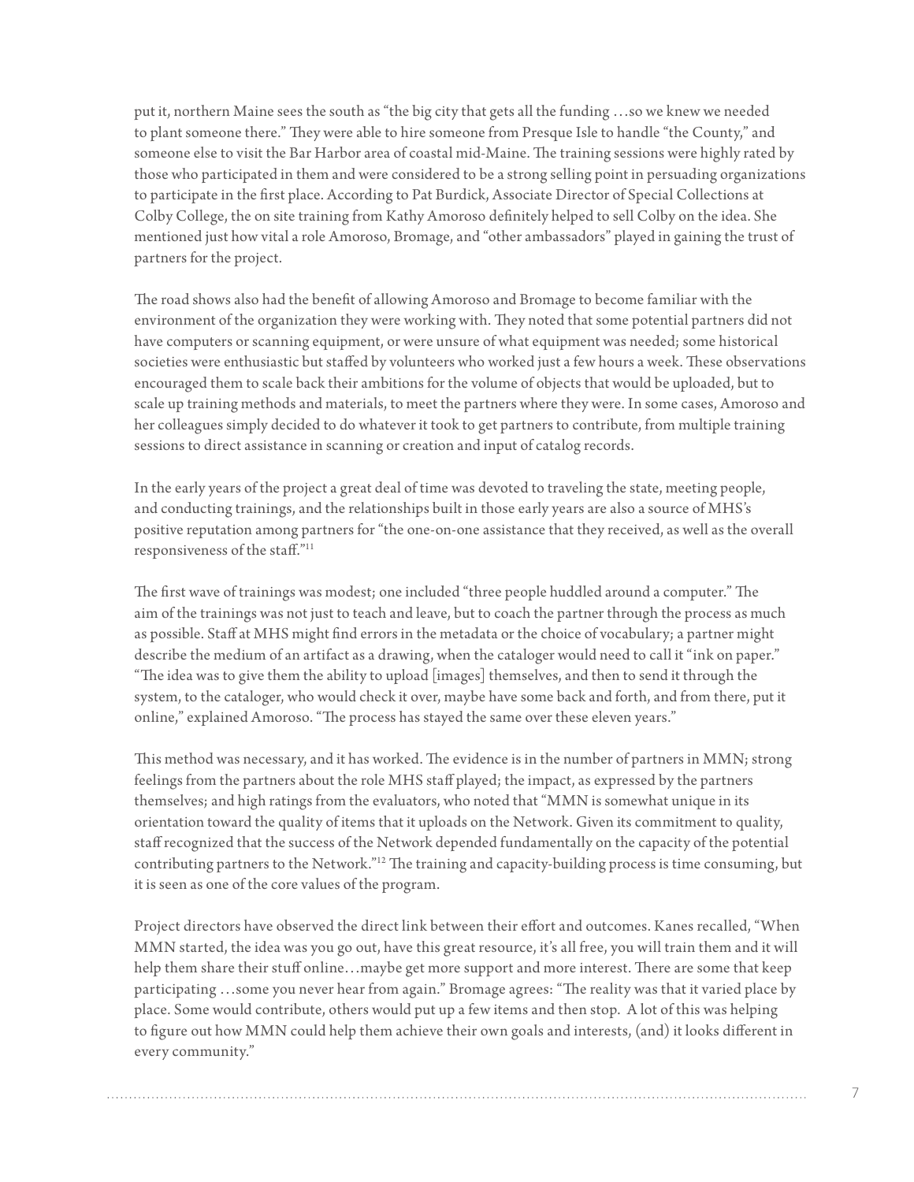put it, northern Maine sees the south as "the big city that gets all the funding …so we knew we needed to plant someone there." They were able to hire someone from Presque Isle to handle "the County," and someone else to visit the Bar Harbor area of coastal mid-Maine. The training sessions were highly rated by those who participated in them and were considered to be a strong selling point in persuading organizations to participate in the first place. According to Pat Burdick, Associate Director of Special Collections at Colby College, the on site training from Kathy Amoroso definitely helped to sell Colby on the idea. She mentioned just how vital a role Amoroso, Bromage, and "other ambassadors" played in gaining the trust of partners for the project.

The road shows also had the benefit of allowing Amoroso and Bromage to become familiar with the environment of the organization they were working with. They noted that some potential partners did not have computers or scanning equipment, or were unsure of what equipment was needed; some historical societies were enthusiastic but staffed by volunteers who worked just a few hours a week. These observations encouraged them to scale back their ambitions for the volume of objects that would be uploaded, but to scale up training methods and materials, to meet the partners where they were. In some cases, Amoroso and her colleagues simply decided to do whatever it took to get partners to contribute, from multiple training sessions to direct assistance in scanning or creation and input of catalog records.

In the early years of the project a great deal of time was devoted to traveling the state, meeting people, and conducting trainings, and the relationships built in those early years are also a source of MHS's positive reputation among partners for "the one-on-one assistance that they received, as well as the overall responsiveness of the staff."[11]

The first wave of trainings was modest; one included "three people huddled around a computer." The aim of the trainings was not just to teach and leave, but to coach the partner through the process as much as possible. Staff at MHS might find errors in the metadata or the choice of vocabulary; a partner might describe the medium of an artifact as a drawing, when the cataloger would need to call it "ink on paper." "The idea was to give them the ability to upload [images] themselves, and then to send it through the system, to the cataloger, who would check it over, maybe have some back and forth, and from there, put it online," explained Amoroso. "The process has stayed the same over these eleven years."

This method was necessary, and it has worked. The evidence is in the number of partners in MMN; strong feelings from the partners about the role MHS staff played; the impact, as expressed by the partners themselves; and high ratings from the evaluators, who noted that "MMN is somewhat unique in its orientation toward the quality of items that it uploads on the Network. Given its commitment to quality, staff recognized that the success of the Network depended fundamentally on the capacity of the potential contributing partners to the Network."[12] The training and capacity-building process is time consuming, but it is seen as one of the core values of the program.

Project directors have observed the direct link between their effort and outcomes. Kanes recalled, "When MMN started, the idea was you go out, have this great resource, it's all free, you will train them and it will help them share their stuff online…maybe get more support and more interest. There are some that keep participating …some you never hear from again." Bromage agrees: "The reality was that it varied place by place. Some would contribute, others would put up a few items and then stop. A lot of this was helping to figure out how MMN could help them achieve their own goals and interests, (and) it looks different in every community."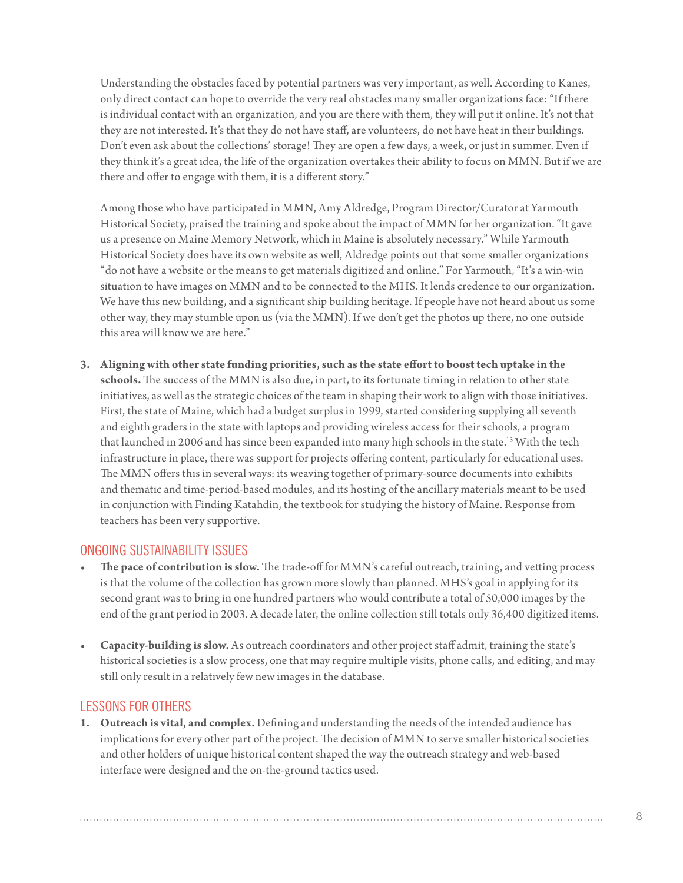Understanding the obstacles faced by potential partners was very important, as well. According to Kanes, only direct contact can hope to override the very real obstacles many smaller organizations face: “If there is individual contact with an organization, and you are there with them, they will put it online. It’s not that they are not interested. It’s that they do not have staff, are volunteers, do not have heat in their buildings. Don’t even ask about the collections’ storage! They are open a few days, a week, or just in summer. Even if they think it’s a great idea, the life of the organization overtakes their ability to focus on MMN. But if we are there and offer to engage with them, it is a different story.”

Among those who have participated in MMN, Amy Aldredge, Program Director/Curator at Yarmouth Historical Society, praised the training and spoke about the impact of MMN for her organization. “It gave us a presence on Maine Memory Network, which in Maine is absolutely necessary.” While Yarmouth Historical Society does have its own website as well, Aldredge points out that some smaller organizations “do not have a website or the means to get materials digitized and online.” For Yarmouth, “It’s a win-win situation to have images on MMN and to be connected to the MHS. It lends credence to our organization. We have this new building, and a significant ship building heritage. If people have not heard about us some other way, they may stumble upon us (via the MMN). If we don’t get the photos up there, no one outside this area will know we are here.”

3. **Aligning with other state funding priorities, such as the state effort to boost tech uptake in the schools.** The success of the MMN is also due, in part, to its fortunate timing in relation to other state initiatives, as well as the strategic choices of the team in shaping their work to align with those initiatives. First, the state of Maine, which had a budget surplus in 1999, started considering supplying all seventh and eighth graders in the state with laptops and providing wireless access for their schools, a program that launched in 2006 and has since been expanded into many high schools in the state.[13] With the tech infrastructure in place, there was support for projects offering content, particularly for educational uses. The MMN offers this in several ways: its weaving together of primary-source documents into exhibits and thematic and time-period-based modules, and its hosting of the ancillary materials meant to be used in conjunction with Finding Katahdin, the textbook for studying the history of Maine. Response from teachers has been very supportive.

## ONGOING SUSTAINABILITY ISSUES

- **The pace of contribution is slow.** The trade-off for MMN’s careful outreach, training, and vetting process is that the volume of the collection has grown more slowly than planned. MHS’s goal in applying for its second grant was to bring in one hundred partners who would contribute a total of 50,000 images by the end of the grant period in 2003. A decade later, the online collection still totals only 36,400 digitized items.

- **Capacity-building is slow.** As outreach coordinators and other project staff admit, training the state’s historical societies is a slow process, one that may require multiple visits, phone calls, and editing, and may still only result in a relatively few new images in the database.

## LESSONS FOR OTHERS

1. **Outreach is vital, and complex.** Defining and understanding the needs of the intended audience has implications for every other part of the project. The decision of MMN to serve smaller historical societies and other holders of unique historical content shaped the way the outreach strategy and web-based interface were designed and the on-the-ground tactics used.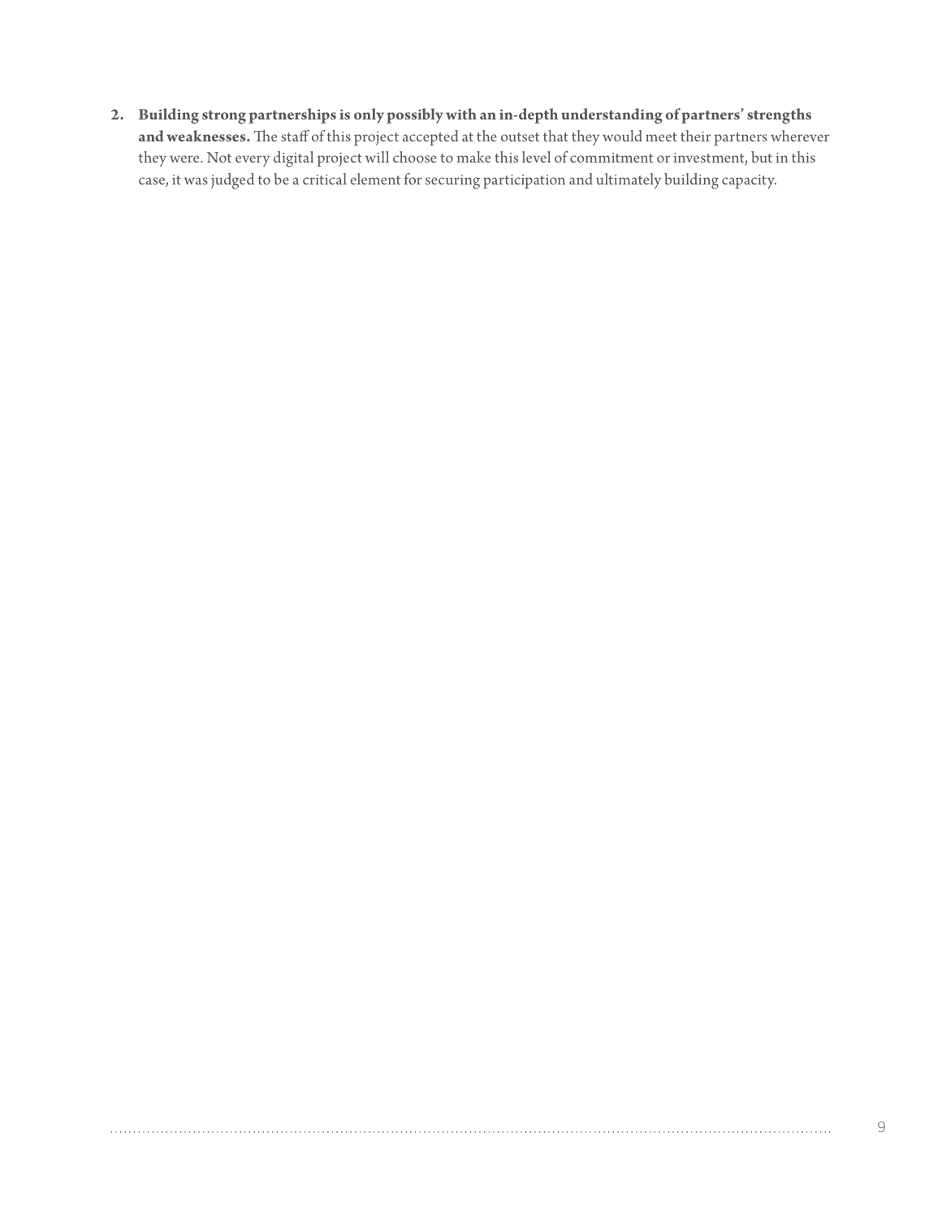2. **Building strong partnerships is only possibly with an in-depth understanding of partners' strengths and weaknesses.** The staff of this project accepted at the outset that they would meet their partners wherever they were. Not every digital project will choose to make this level of commitment or investment, but in this case, it was judged to be a critical element for securing participation and ultimately building capacity.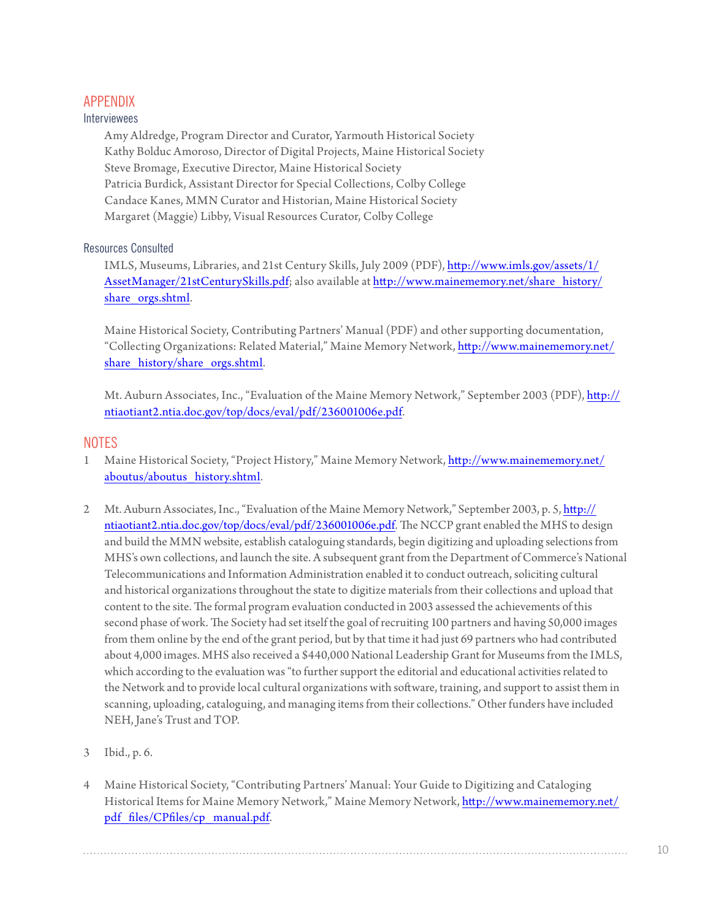## APPENDIX

### Interviewees

Amy Aldredge, Program Director and Curator, Yarmouth Historical Society
Kathy Bolduc Amoroso, Director of Digital Projects, Maine Historical Society
Steve Bromage, Executive Director, Maine Historical Society
Patricia Burdick, Assistant Director for Special Collections, Colby College
Candace Kanes, MMN Curator and Historian, Maine Historical Society
Margaret (Maggie) Libby, Visual Resources Curator, Colby College

### Resources Consulted

IMLS, Museums, Libraries, and 21st Century Skills, July 2009 (PDF), http://www.imls.gov/assets/1/AssetManager/21stCenturySkills.pdf; also available at http://www.mainememory.net/share_history/share_orgs.shtml.

Maine Historical Society, Contributing Partners' Manual (PDF) and other supporting documentation, "Collecting Organizations: Related Material," Maine Memory Network, http://www.mainememory.net/share_history/share_orgs.shtml.

Mt. Auburn Associates, Inc., "Evaluation of the Maine Memory Network," September 2003 (PDF), http://ntiaotiant2.ntia.doc.gov/top/docs/eval/pdf/236001006e.pdf.

## NOTES

1. Maine Historical Society, "Project History," Maine Memory Network, http://www.mainememory.net/aboutus/aboutus_history.shtml.

2. Mt. Auburn Associates, Inc., "Evaluation of the Maine Memory Network," September 2003, p. 5, http://ntiaotiant2.ntia.doc.gov/top/docs/eval/pdf/236001006e.pdf. The NCCP grant enabled the MHS to design and build the MMN website, establish cataloguing standards, begin digitizing and uploading selections from MHS's own collections, and launch the site. A subsequent grant from the Department of Commerce's National Telecommunications and Information Administration enabled it to conduct outreach, soliciting cultural and historical organizations throughout the state to digitize materials from their collections and upload that content to the site. The formal program evaluation conducted in 2003 assessed the achievements of this second phase of work. The Society had set itself the goal of recruiting 100 partners and having 50,000 images from them online by the end of the grant period, but by that time it had just 69 partners who had contributed about 4,000 images. MHS also received a $440,000 National Leadership Grant for Museums from the IMLS, which according to the evaluation was "to further support the editorial and educational activities related to the Network and to provide local cultural organizations with software, training, and support to assist them in scanning, uploading, cataloguing, and managing items from their collections." Other funders have included NEH, Jane's Trust and TOP.

3. Ibid., p. 6.

4. Maine Historical Society, "Contributing Partners' Manual: Your Guide to Digitizing and Cataloging Historical Items for Maine Memory Network," Maine Memory Network, http://www.mainememory.net/pdf_files/CPfiles/cp_manual.pdf.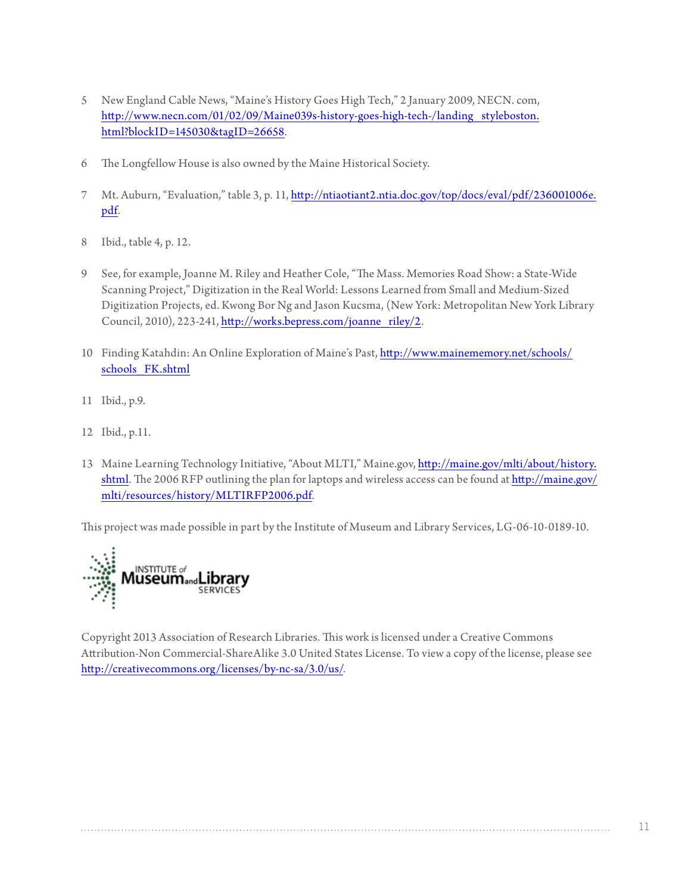5 New England Cable News, "Maine's History Goes High Tech," 2 January 2009, NECN. com, http://www.necn.com/01/02/09/Maine039s-history-goes-high-tech-/landing_styleboston.html?blockID=145030&tagID=26658.

6 The Longfellow House is also owned by the Maine Historical Society.

7 Mt. Auburn, "Evaluation," table 3, p. 11, http://ntiaotiant2.ntia.doc.gov/top/docs/eval/pdf/236001006e.pdf.

8 Ibid., table 4, p. 12.

9 See, for example, Joanne M. Riley and Heather Cole, "The Mass. Memories Road Show: a State-Wide Scanning Project," Digitization in the Real World: Lessons Learned from Small and Medium-Sized Digitization Projects, ed. Kwong Bor Ng and Jason Kucsma, (New York: Metropolitan New York Library Council, 2010), 223-241, http://works.bepress.com/joanne_riley/2.

10 Finding Katahdin: An Online Exploration of Maine's Past, http://www.mainememory.net/schools/schools_FK.shtml

11 Ibid., p.9.

12 Ibid., p.11.

13 Maine Learning Technology Initiative, "About MLTI," Maine.gov, http://maine.gov/mlti/about/history.shtml. The 2006 RFP outlining the plan for laptops and wireless access can be found at http://maine.gov/mlti/resources/history/MLTIRFP2006.pdf.

This project was made possible in part by the Institute of Museum and Library Services, LG-06-10-0189-10.

INSTITUTE of Museum and Library SERVICES

Copyright 2013 Association of Research Libraries. This work is licensed under a Creative Commons Attribution-Non Commercial-ShareAlike 3.0 United States License. To view a copy of the license, please see http://creativecommons.org/licenses/by-nc-sa/3.0/us/.